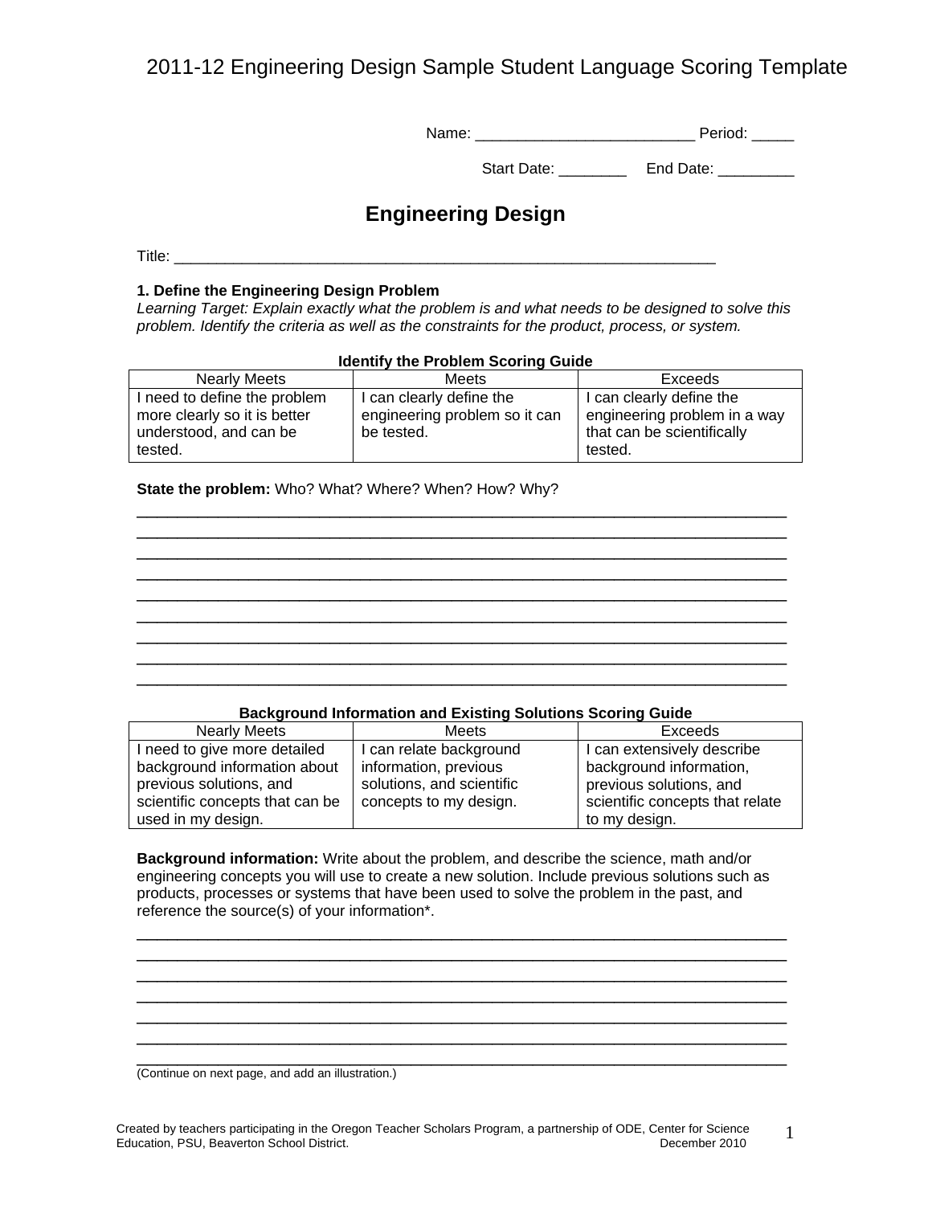# 2011-12 Engineering Design Sample Student Language Scoring Template

Name: _________________________ Period: _____

Start Date: ________ End Date: _________

## Engineering Design

Title: ________________________________________________________________

### 1. Define the Engineering Design Problem

*Learning Target: Explain exactly what the problem is and what needs to be designed to solve this problem. Identify the criteria as well as the constraints for the product, process, or system.*

**Identify the Problem Scoring Guide**

| Nearly Meets | Meets | Exceeds |
|---|---|---|
| I need to define the problem more clearly so it is better understood, and can be tested. | I can clearly define the engineering problem so it can be tested. | I can clearly define the engineering problem in a way that can be scientifically tested. |

**State the problem:** Who? What? Where? When? How? Why?

___________________________________________________________________________
___________________________________________________________________________
___________________________________________________________________________
___________________________________________________________________________
___________________________________________________________________________
___________________________________________________________________________
___________________________________________________________________________
___________________________________________________________________________
___________________________________________________________________________

**Background Information and Existing Solutions Scoring Guide**

| Nearly Meets | Meets | Exceeds |
|---|---|---|
| I need to give more detailed background information about previous solutions, and scientific concepts that can be used in my design. | I can relate background information, previous solutions, and scientific concepts to my design. | I can extensively describe background information, previous solutions, and scientific concepts that relate to my design. |

**Background information:** Write about the problem, and describe the science, math and/or engineering concepts you will use to create a new solution. Include previous solutions such as products, processes or systems that have been used to solve the problem in the past, and reference the source(s) of your information*.

___________________________________________________________________________
___________________________________________________________________________
___________________________________________________________________________
___________________________________________________________________________
___________________________________________________________________________
___________________________________________________________________________
___________________________________________________________________________

(Continue on next page, and add an illustration.)

Created by teachers participating in the Oregon Teacher Scholars Program, a partnership of ODE, Center for Science Education, PSU, Beaverton School District. December 2010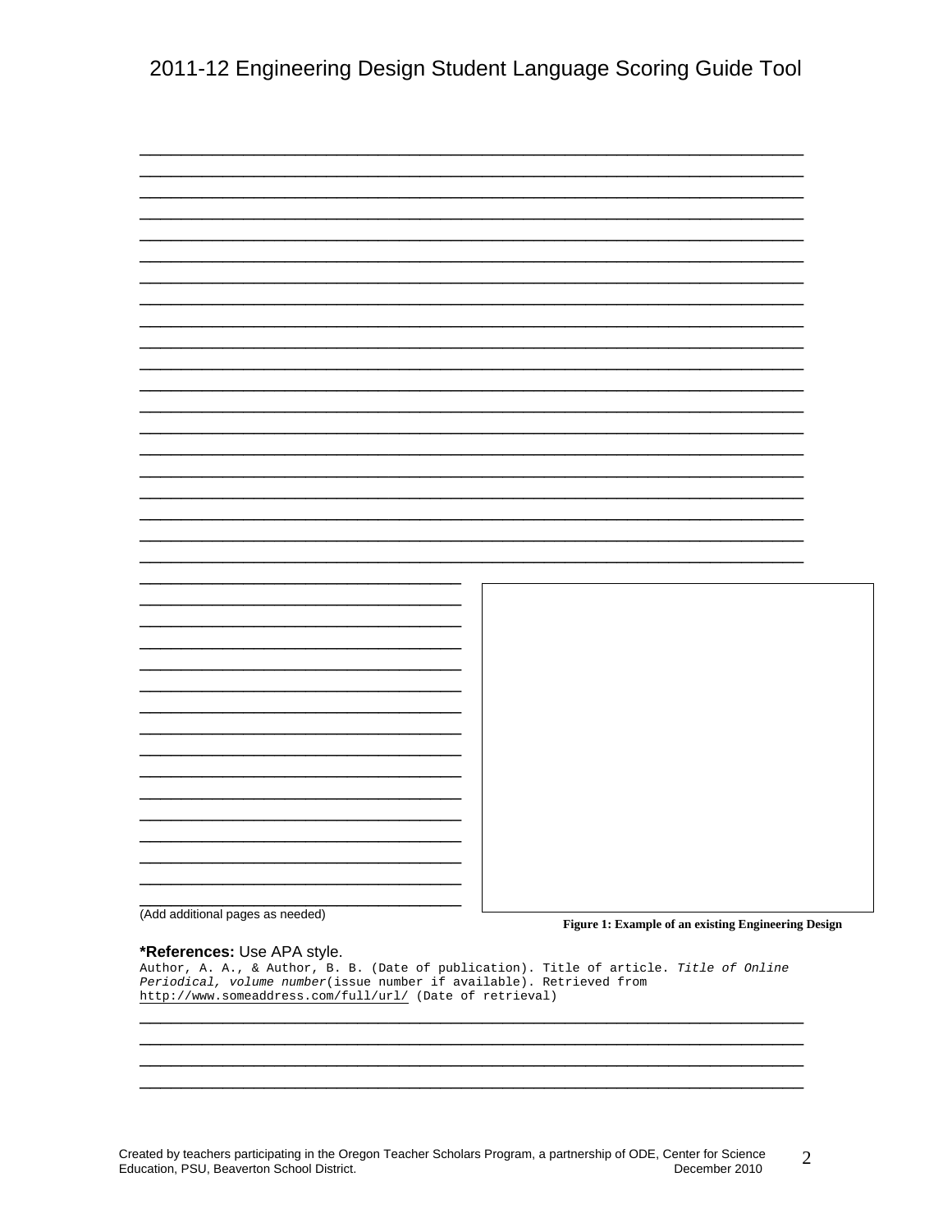(Add additional pages as needed)

**Figure 1: Example of an existing Engineering Design**

**\*References:** Use APA style.

Author, A. A., & Author, B. B. (Date of publication). Title of article. *Title of Online Periodical, volume number*(issue number if available). Retrieved from http://www.someaddress.com/full/url/ (Date of retrieval)

Created by teachers participating in the Oregon Teacher Scholars Program, a partnership of ODE, Center for Science Education, PSU, Beaverton School District. December 2010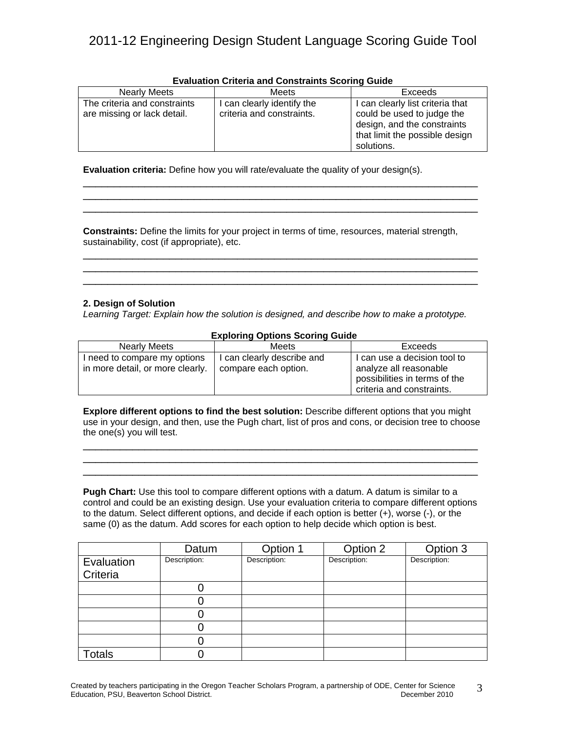# 2011-12 Engineering Design Student Language Scoring Guide Tool

**Evaluation Criteria and Constraints Scoring Guide**

| Nearly Meets | Meets | Exceeds |
|---|---|---|
| The criteria and constraints are missing or lack detail. | I can clearly identify the criteria and constraints. | I can clearly list criteria that could be used to judge the design, and the constraints that limit the possible design solutions. |

**Evaluation criteria:** Define how you will rate/evaluate the quality of your design(s).

_______________________________________________________________________________
_______________________________________________________________________________
_______________________________________________________________________________

**Constraints:** Define the limits for your project in terms of time, resources, material strength, sustainability, cost (if appropriate), etc.

_______________________________________________________________________________
_______________________________________________________________________________
_______________________________________________________________________________

### 2. Design of Solution

*Learning Target: Explain how the solution is designed, and describe how to make a prototype.*

**Exploring Options Scoring Guide**

| Nearly Meets | Meets | Exceeds |
|---|---|---|
| I need to compare my options in more detail, or more clearly. | I can clearly describe and compare each option. | I can use a decision tool to analyze all reasonable possibilities in terms of the criteria and constraints. |

**Explore different options to find the best solution:** Describe different options that you might use in your design, and then, use the Pugh chart, list of pros and cons, or decision tree to choose the one(s) you will test.

_______________________________________________________________________________
_______________________________________________________________________________
_______________________________________________________________________________

**Pugh Chart:** Use this tool to compare different options with a datum. A datum is similar to a control and could be an existing design. Use your evaluation criteria to compare different options to the datum. Select different options, and decide if each option is better (+), worse (-), or the same (0) as the datum. Add scores for each option to help decide which option is best.

| | Datum | Option 1 | Option 2 | Option 3 |
|---|---|---|---|---|
| Evaluation Criteria | Description: | Description: | Description: | Description: |
| | 0 | | | |
| | 0 | | | |
| | 0 | | | |
| | 0 | | | |
| | 0 | | | |
| Totals | 0 | | | |

Created by teachers participating in the Oregon Teacher Scholars Program, a partnership of ODE, Center for Science Education, PSU, Beaverton School District. December 2010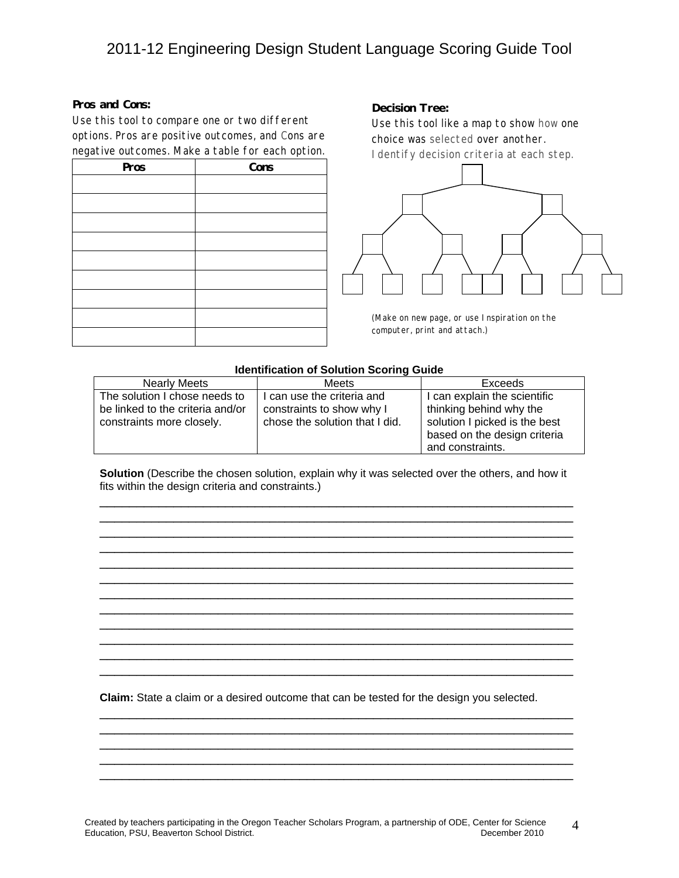# 2011-12 Engineering Design Student Language Scoring Guide Tool

**Pros and Cons:**

Use this tool to compare one or two different options. Pros are positive outcomes, and Cons are negative outcomes. Make a table for each option.

| Pros | Cons |
|---|---|
| | |
| | |
| | |
| | |
| | |
| | |
| | |
| | |
| | |

**Decision Tree:**

Use this tool like a map to show how one choice was selected over another. Identify decision criteria at each step.

(Make on new page, or use Inspiration on the computer, print and attach.)

**Identification of Solution Scoring Guide**

| Nearly Meets | Meets | Exceeds |
|---|---|---|
| The solution I chose needs to be linked to the criteria and/or constraints more closely. | I can use the criteria and constraints to show why I chose the solution that I did. | I can explain the scientific thinking behind why the solution I picked is the best based on the design criteria and constraints. |

**Solution** (Describe the chosen solution, explain why it was selected over the others, and how it fits within the design criteria and constraints.)

______________________________________________________________________________
______________________________________________________________________________
______________________________________________________________________________
______________________________________________________________________________
______________________________________________________________________________
______________________________________________________________________________
______________________________________________________________________________
______________________________________________________________________________
______________________________________________________________________________
______________________________________________________________________________
______________________________________________________________________________
______________________________________________________________________________

**Claim:** State a claim or a desired outcome that can be tested for the design you selected.

______________________________________________________________________________
______________________________________________________________________________
______________________________________________________________________________
______________________________________________________________________________
______________________________________________________________________________

Created by teachers participating in the Oregon Teacher Scholars Program, a partnership of ODE, Center for Science Education, PSU, Beaverton School District. December 2010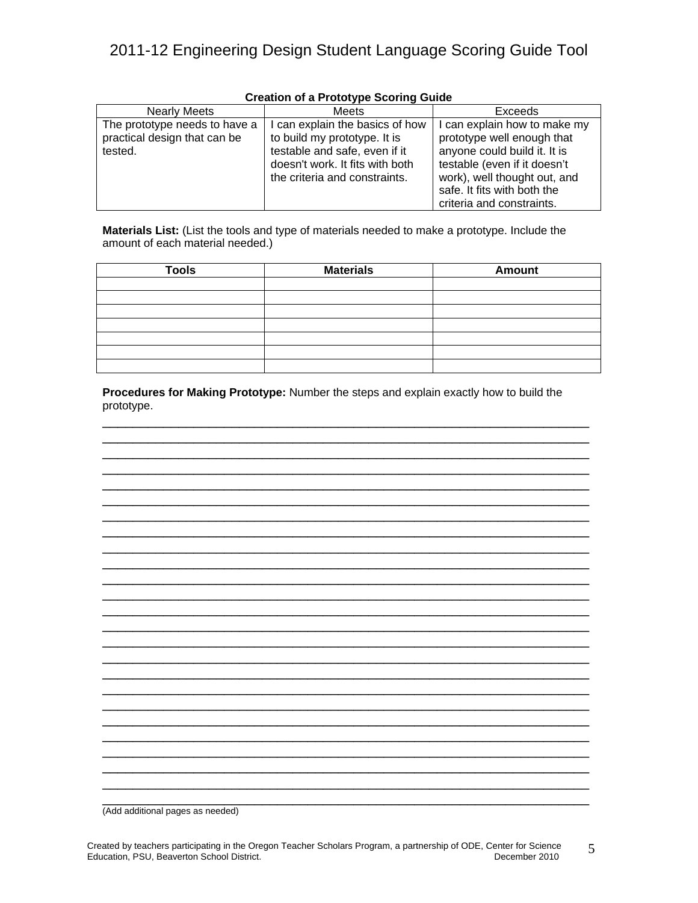# 2011-12 Engineering Design Student Language Scoring Guide Tool

**Creation of a Prototype Scoring Guide**

| Nearly Meets | Meets | Exceeds |
|---|---|---|
| The prototype needs to have a practical design that can be tested. | I can explain the basics of how to build my prototype. It is testable and safe, even if it doesn't work. It fits with both the criteria and constraints. | I can explain how to make my prototype well enough that anyone could build it. It is testable (even if it doesn't work), well thought out, and safe. It fits with both the criteria and constraints. |

**Materials List:** (List the tools and type of materials needed to make a prototype. Include the amount of each material needed.)

| Tools | Materials | Amount |
|---|---|---|
| | | |
| | | |
| | | |
| | | |
| | | |
| | | |
| | | |

**Procedures for Making Prototype:** Number the steps and explain exactly how to build the prototype.

______________________________________________________________________
______________________________________________________________________
______________________________________________________________________
______________________________________________________________________
______________________________________________________________________
______________________________________________________________________
______________________________________________________________________
______________________________________________________________________
______________________________________________________________________
______________________________________________________________________
______________________________________________________________________
______________________________________________________________________
______________________________________________________________________
______________________________________________________________________
______________________________________________________________________
______________________________________________________________________
______________________________________________________________________
______________________________________________________________________
______________________________________________________________________
______________________________________________________________________
______________________________________________________________________
______________________________________________________________________
______________________________________________________________________
______________________________________________________________________

(Add additional pages as needed)

Created by teachers participating in the Oregon Teacher Scholars Program, a partnership of ODE, Center for Science Education, PSU, Beaverton School District. December 2010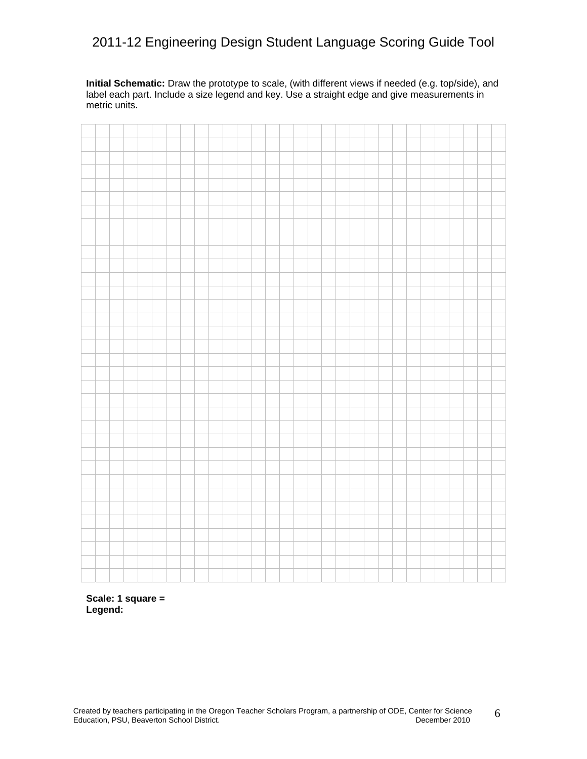**Initial Schematic:** Draw the prototype to scale, (with different views if needed (e.g. top/side), and label each part. Include a size legend and key. Use a straight edge and give measurements in metric units.

**Scale: 1 square =**
**Legend:**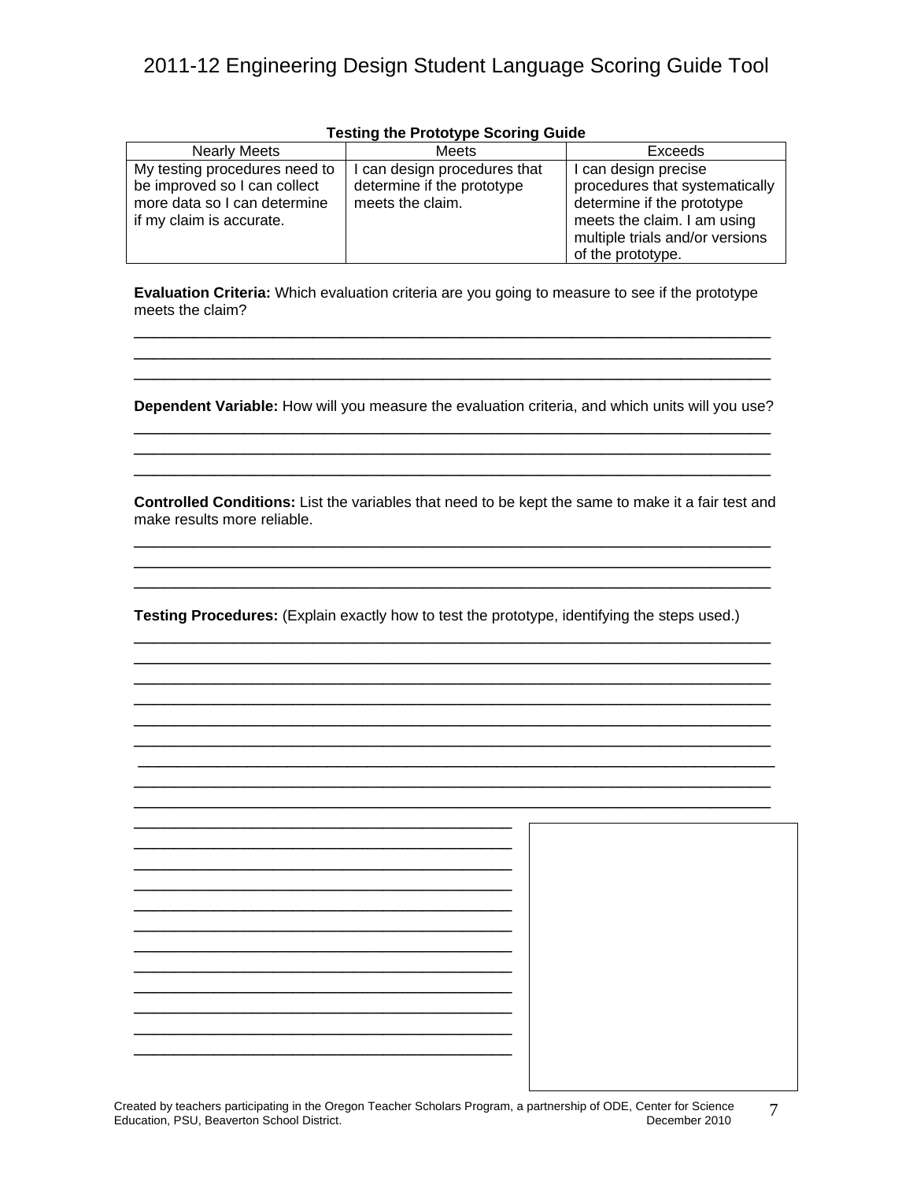# 2011-12 Engineering Design Student Language Scoring Guide Tool

**Testing the Prototype Scoring Guide**

| Nearly Meets | Meets | Exceeds |
|---|---|---|
| My testing procedures need to be improved so I can collect more data so I can determine if my claim is accurate. | I can design procedures that determine if the prototype meets the claim. | I can design precise procedures that systematically determine if the prototype meets the claim. I am using multiple trials and/or versions of the prototype. |

**Evaluation Criteria:** Which evaluation criteria are you going to measure to see if the prototype meets the claim?

_______________________________________________________________________________
_______________________________________________________________________________
_______________________________________________________________________________

**Dependent Variable:** How will you measure the evaluation criteria, and which units will you use?

_______________________________________________________________________________
_______________________________________________________________________________
_______________________________________________________________________________

**Controlled Conditions:** List the variables that need to be kept the same to make it a fair test and make results more reliable.

_______________________________________________________________________________
_______________________________________________________________________________
_______________________________________________________________________________

**Testing Procedures:** (Explain exactly how to test the prototype, identifying the steps used.)

_______________________________________________________________________________
_______________________________________________________________________________
_______________________________________________________________________________
_______________________________________________________________________________
_______________________________________________________________________________
_______________________________________________________________________________
_______________________________________________________________________________
_______________________________________________________________________________
_______________________________________________________________________________
_______________________________________________
_______________________________________________
_______________________________________________
_______________________________________________
_______________________________________________
_______________________________________________
_______________________________________________
_______________________________________________
_______________________________________________
_______________________________________________
_______________________________________________
_______________________________________________

Created by teachers participating in the Oregon Teacher Scholars Program, a partnership of ODE, Center for Science Education, PSU, Beaverton School District. December 2010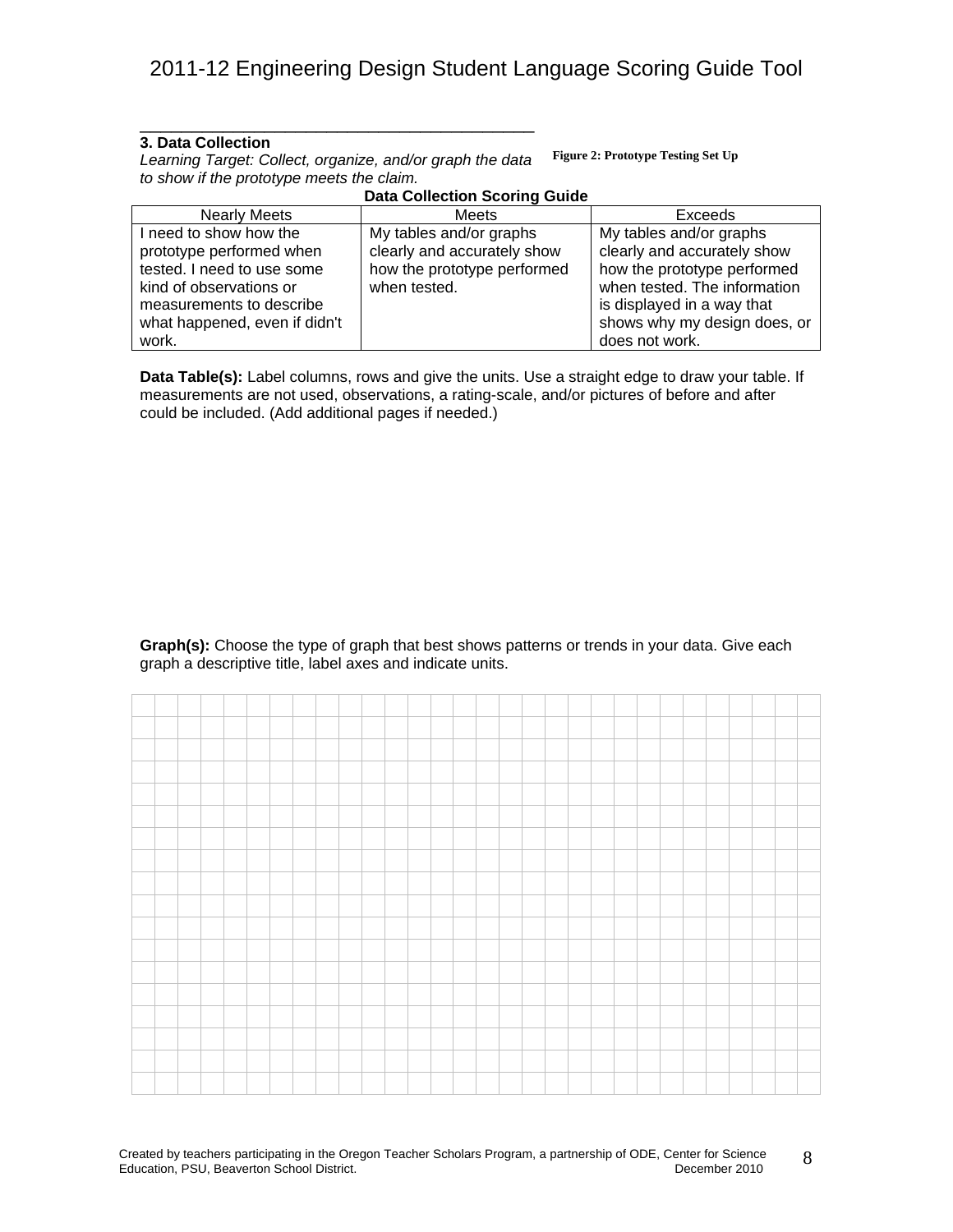### 3. Data Collection

*Learning Target: Collect, organize, and/or graph the data to show if the prototype meets the claim.*

**Figure 2: Prototype Testing Set Up**

**Data Collection Scoring Guide**

| Nearly Meets | Meets | Exceeds |
|---|---|---|
| I need to show how the prototype performed when tested. I need to use some kind of observations or measurements to describe what happened, even if didn't work. | My tables and/or graphs clearly and accurately show how the prototype performed when tested. | My tables and/or graphs clearly and accurately show how the prototype performed when tested. The information is displayed in a way that shows why my design does, or does not work. |

**Data Table(s):** Label columns, rows and give the units. Use a straight edge to draw your table. If measurements are not used, observations, a rating-scale, and/or pictures of before and after could be included. (Add additional pages if needed.)

**Graph(s):** Choose the type of graph that best shows patterns or trends in your data. Give each graph a descriptive title, label axes and indicate units.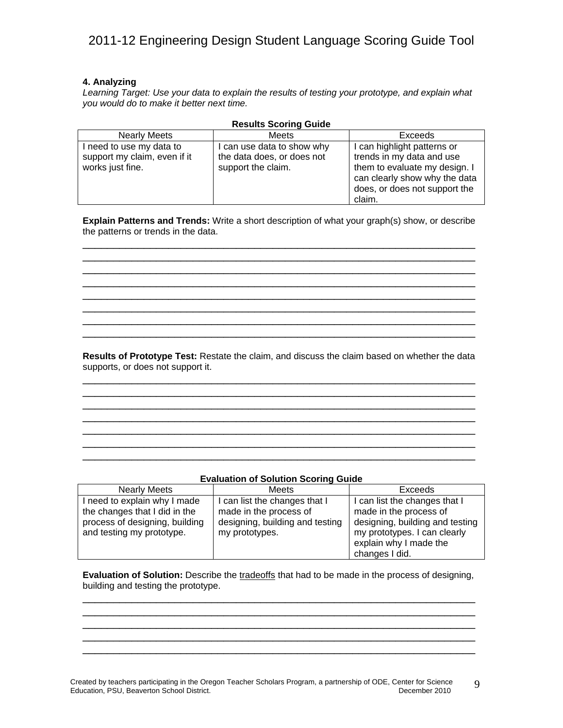### 4. Analyzing

*Learning Target: Use your data to explain the results of testing your prototype, and explain what you would do to make it better next time.*

**Results Scoring Guide**

| Nearly Meets | Meets | Exceeds |
|---|---|---|
| I need to use my data to support my claim, even if it works just fine. | I can use data to show why the data does, or does not support the claim. | I can highlight patterns or trends in my data and use them to evaluate my design. I can clearly show why the data does, or does not support the claim. |

**Explain Patterns and Trends:** Write a short description of what your graph(s) show, or describe the patterns or trends in the data.

________________________________________________________________________________
________________________________________________________________________________
________________________________________________________________________________
________________________________________________________________________________
________________________________________________________________________________
________________________________________________________________________________
________________________________________________________________________________
________________________________________________________________________________

**Results of Prototype Test:** Restate the claim, and discuss the claim based on whether the data supports, or does not support it.

________________________________________________________________________________
________________________________________________________________________________
________________________________________________________________________________
________________________________________________________________________________
________________________________________________________________________________
________________________________________________________________________________
________________________________________________________________________________

**Evaluation of Solution Scoring Guide**

| Nearly Meets | Meets | Exceeds |
|---|---|---|
| I need to explain why I made the changes that I did in the process of designing, building and testing my prototype. | I can list the changes that I made in the process of designing, building and testing my prototypes. | I can list the changes that I made in the process of designing, building and testing my prototypes. I can clearly explain why I made the changes I did. |

**Evaluation of Solution:** Describe the tradeoffs that had to be made in the process of designing, building and testing the prototype.

________________________________________________________________________________
________________________________________________________________________________
________________________________________________________________________________
________________________________________________________________________________
________________________________________________________________________________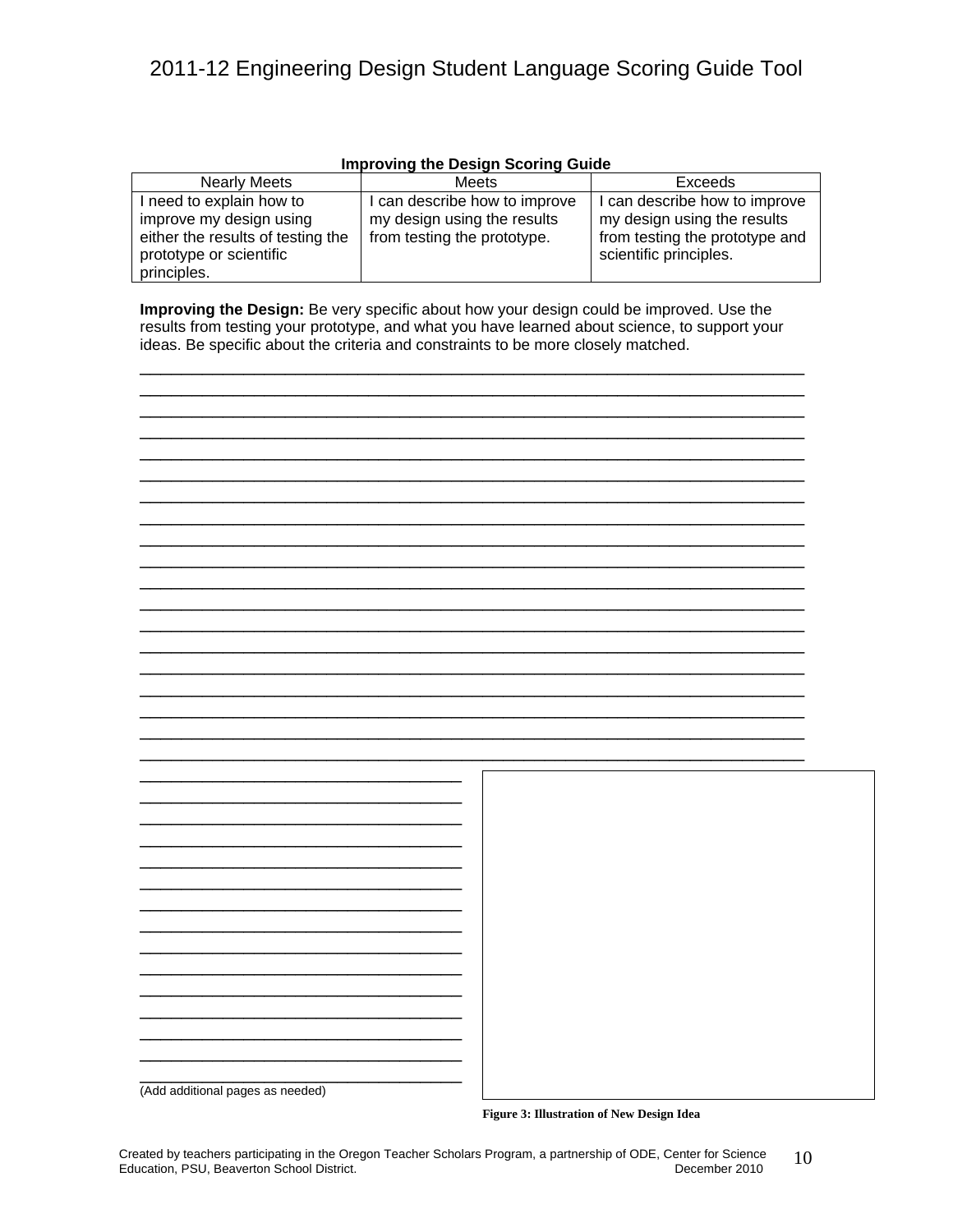# 2011-12 Engineering Design Student Language Scoring Guide Tool

**Improving the Design Scoring Guide**

| Nearly Meets | Meets | Exceeds |
| --- | --- | --- |
| I need to explain how to improve my design using either the results of testing the prototype or scientific principles. | I can describe how to improve my design using the results from testing the prototype. | I can describe how to improve my design using the results from testing the prototype and scientific principles. |

**Improving the Design:** Be very specific about how your design could be improved. Use the results from testing your prototype, and what you have learned about science, to support your ideas. Be specific about the criteria and constraints to be more closely matched.

(Add additional pages as needed)

**Figure 3: Illustration of New Design Idea**

Created by teachers participating in the Oregon Teacher Scholars Program, a partnership of ODE, Center for Science Education, PSU, Beaverton School District. December 2010